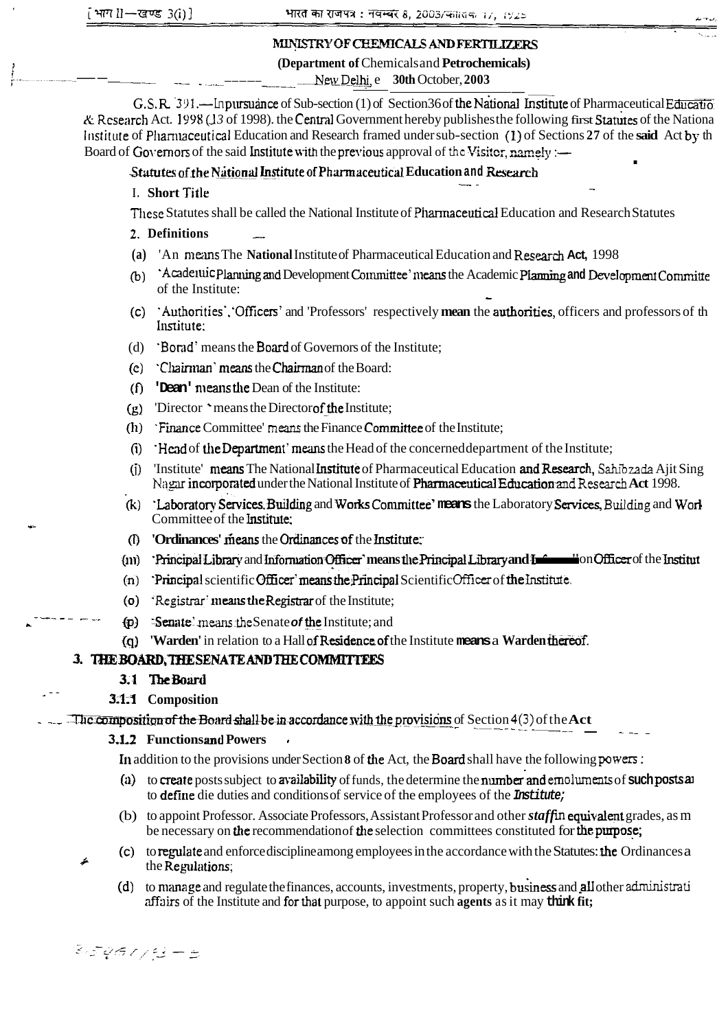MINISTRY OF CHEMICALS AND FERTILIZERS

**(Department of Chemicals and Petrochemicals)**

New Delhi, the 30th October, 2003

G.S.R. 391.—In pursuance of Sub-section (1) of Section 36 of the National Institute of Pharmaceutical Education & Research Act. 1998 (13 of 1998). the Central Government hereby publishes the following first Statutes of the National Institute of Pharmaceutical Education and Research framed under sub-section (1) of Sections 27 of the said Act by the Board of Governors of the said Institute with the previous approval of the Visitor, namely :—

## Statutes of the National Institute of Pharmaceutical Education and Research

### 1. Short Title

These Statutes shall be called the National Institute of Pharmaceutical Education and Research Statutes

### 2. Definitions

(a) 'Act' means The National Institute of Pharmaceutical Education and Research Act, 1998

(b) 'Academic Planning and Development Committee' means the Academic Planning and Development Committee of the Institute:

(c) 'Authorities', 'Officers' and 'Professors' respectively mean the authorities, officers and professors of the Institute;

(d) 'Borad' means the Board of Governors of the Institute;

(e) 'Chairman' means the Chairman of the Board:

(f) 'Dean' means the Dean of the Institute:

(g) 'Director' means the Director of the Institute;

(h) 'Finance Committee' means the Finance Committee of the Institute;

(i) 'Head of the Department' means the Head of the concerned department of the Institute;

(j) 'Institute' means The National Institute of Pharmaceutical Education and Research, Sahibzada Ajit Singh Nagar incorporated under the National Institute of Pharmaceutical Education and Research Act 1998.

(k) 'Laboratory Services. Building and Works Committee' means the Laboratory Services, Building and Works Committee of the Institute;

(l) 'Ordinances' means the Ordinances of the Institute:

(m) 'Principal Library and Information Officer' means the Principal Library and Information Officer of the Institute

(n) 'Principal scientific Officer' means the Principal Scientific Officer of the Institute.

(o) 'Registrar' means the Registrar of the Institute;

(p) 'Senate' means the Senate of the Institute; and

(q) 'Warden' in relation to a Hall of Residence of the Institute means a Warden thereof.

### 3. THE BOARD, THE SENATE AND THE COMMITTEES

#### 3.1 The Board

##### 3.1.1 Composition

The composition of the Board shall be in accordance with the provisions of Section 4(3) of the Act

##### 3.1.2 Functions and Powers

In addition to the provisions under Section 8 of the Act, the Board shall have the following powers :

(a) to create posts subject to availability of funds, the determine the number and emoluments of such posts and to define die duties and conditions of service of the employees of the *Institute;*

(b) to appoint Professor. Associate Professors, Assistant Professor and other *staff* in equivalent grades, as may be necessary on the recommendation of the selection committees constituted for the purpose;

(c) to regulate and enforce discipline among employees in the accordance with the Statutes: the Ordinances and the Regulations;

(d) to manage and regulate the finances, accounts, investments, property, business and all other administrative affairs of the Institute and for that purpose, to appoint such agents as it may think fit;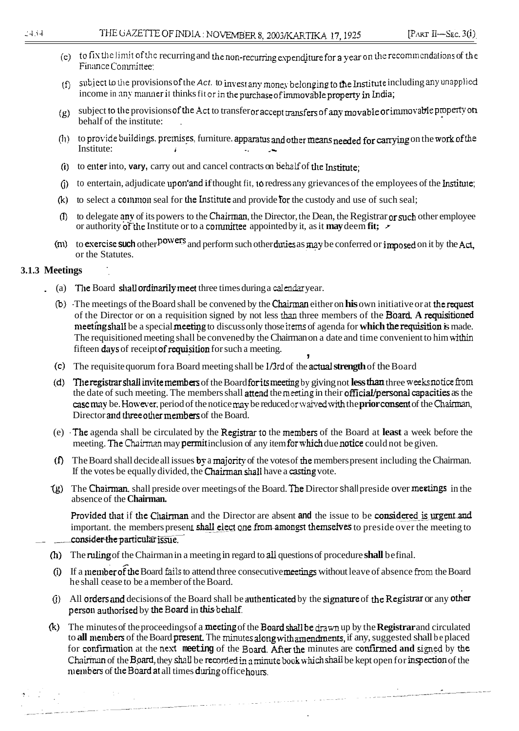(e) to fix the limit of the recurring and the non-recurring expenditure for a year on the recommendations of the Finance Committee;

(f) subject to the provisions of the *Act.* to invest any money belonging to the Institute including any unapplied income in any manner it thinks fit or in the purchase of immovable property in India;

(g) subject to the provisions of the Act to transfer or accept transfers of any movable or immovable property on behalf of the institute:

(h) to provide buildings, premises, furniture, apparatus and other means needed for carrying on the work of the Institute:

(i) to enter into, **vary,** carry out and cancel contracts on behalf of the Institute;

(j) to entertain, adjudicate upon and if thought fit, to redress any grievances of the employees of the Institute;

(k) to select a common seal for the Institute and provide for the custody and use of such seal;

(l) to delegate any of its powers to the Chairman, the Director, the Dean, the Registrar or such other employee or authority of the Institute or to a committee appointed by it, as it **may** deem **fit;**

(m) to exercise **such** other powers and perform such other duties as may be conferred or imposed on it by the Act, or the Statutes.

### 3.1.3 Meetings

(a) The Board shall ordinarily meet three times during a calendar year.

(b) The meetings of the Board shall be convened by the Chairman either on **his** own initiative or at the request of the Director or on a requisition signed by not less than three members of the Board. **A requisitioned** meeting shall be a special meeting to discuss only those items of agenda for **which the requisition is** made. The requisitioned meeting shall be convened by the Chairman on a date and time convenient to him within fifteen days of receipt of requisition for such a meeting.

(c) The requisite quorum for a Board meeting shall be 1/3rd of the **actual strength** of the Board

(d) The registrar shall invite members of the Board for its meeting by giving not **less than** three weeks notice from the date of such meeting. The members shall attend the meeting in their official/personal capacities as the case may be. However, period of the notice may be reduced or waived with the **prior consent** of the Chairman, Director and three other members of the Board.

(e) The agenda shall be circulated by the Registrar to the members of the Board at **least** a week before the meeting. The Chairman may permit inclusion of any item for which due notice could not be given.

(f) The Board shall decide all issues by a majority of the votes of the members present including the Chairman. If the votes be equally divided, the Chairman shall have a casting vote.

(g) The **Chairman.** shall preside over meetings of the Board. The Director shall preside over meetings in the absence of the **Chairman.**

Provided that if the Chairman and the Director are absent and the issue to be considered is urgent and important. the members present shall elect one from amongst themselves to preside over the meeting to consider the particular issue.

(h) The ruling of the Chairman in a meeting in regard to all questions of procedure **shall** be final.

(i) If a member of the Board fails to attend three consecutive meetings without leave of absence from the Board he shall cease to be a member of the Board.

(j) All orders and decisions of the Board shall be authenticated by the signature of the Registrar or any other person authorised by the Board in this behalf.

(k) The minutes of the proceedings of a meeting of the Board shall be drawn up by the **Registrar** and circulated to **all** members of the Board present. The minutes along with amendments, if any, suggested shall be placed for confirmation at the next meeting of the Board. After the minutes are confirmed **and** signed by the Chairman of the Board, they shall be recorded in a minute book which shall be kept open for inspection of the members of the Board at all times during office hours.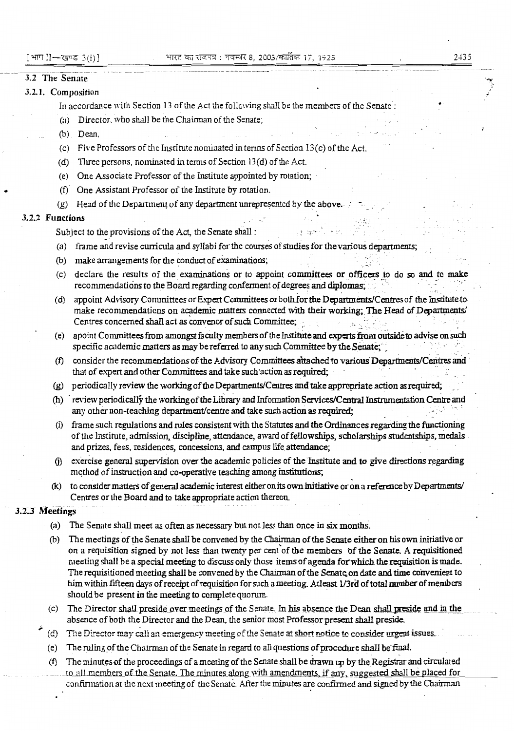### 3.2 The Senate

#### 3.2.1. Composition

In accordance with Section 13 of the Act the following shall be the members of the Senate :

(a) Director, who shall be the Chairman of the Senate;

(b) Dean,

(c) Five Professors of the Institute nominated in terms of Section 13(c) of the Act.

(d) Three persons, nominated in terms of Section 13(d) of the Act.

(e) One Associate Professor of the Institute appointed by rotation;

(f) One Assistant Professor of the Institute by rotation.

(g) Head of the Department of any department unrepresented by the above.

#### 3.2.2 Functions

Subject to the provisions of the Act, the Senate shall :

(a) frame and revise curricula and syllabi for the courses of studies for the various departments;

(b) make arrangements for the conduct of examinations;

(c) declare the results of the examinations or to appoint committees or officers to do so and to make recommendations to the Board regarding conferment of degrees and diplomas;

(d) appoint Advisory Committees or Expert Committees or both for the Departments/Centres of the Institute to make recommendations on academic matters connected with their working; The Head of Departments/ Centres concerned shall act as convenor of such Committee;

(e) apoint Committees from amongst faculty members of the Institute and experts from outside to advise on such specific academic matters as may be referred to any such Committee by the Senate;

(f) consider the recommendations of the Advisory Committees attached to various Departments/Centres and that of expert and other Committees and take such action as required;

(g) periodically review the working of the Departments/Centres and take appropriate action as required;

(h) review periodically the working of the Library and Information Services/Central Instrumentation Centre and any other non-teaching department/centre and take such action as required;

(i) frame such regulations and rules consistent with the Statutes and the Ordinances regarding the functioning of the Institute, admission, discipline, attendance, award of fellowships, scholarships studentships, medals and prizes, fees, residences, concessions, and campus life attendance;

(j) exercise general supervision over the academic policies of the Institute and to give directions regarding method of instruction and co-operative teaching among institutions;

(k) to consider matters of general academic interest either on its own initiative or on a reference by Departments/ Centres or the Board and to take appropriate action thereon.

#### 3.2.3 Meetings

(a) The Senate shall meet as often as necessary but not less than once in six months.

(b) The meetings of the Senate shall be convened by the Chairman of the Senate either on his own initiative or on a requisition signed by not less than twenty per cent of the members of the Senate. A requisitioned meeting shall be a special meeting to discuss only those items of agenda for which the requisition is made. The requisitioned meeting shall be convened by the Chairman of the Senate on date and time convenient to him within fifteen days of receipt of requisition for such a meeting. Atleast 1/3rd of total number of members should be present in the meeting to complete quorum.

(c) The Director shall preside over meetings of the Senate. In his absence the Dean shall preside and in the absence of both the Director and the Dean, the senior most Professor present shall preside.

(d) The Director may call an emergency meeting of the Senate at short notice to consider urgent issues.

(e) The ruling of the Chairman of the Senate in regard to all questions of procedure shall be final.

(f) The minutes of the proceedings of a meeting of the Senate shall be drawn up by the Registrar and circulated to all members of the Senate. The minutes along with amendments, if any, suggested shall be placed for confirmation at the next meeting of the Senate. After the minutes are confirmed and signed by the Chairman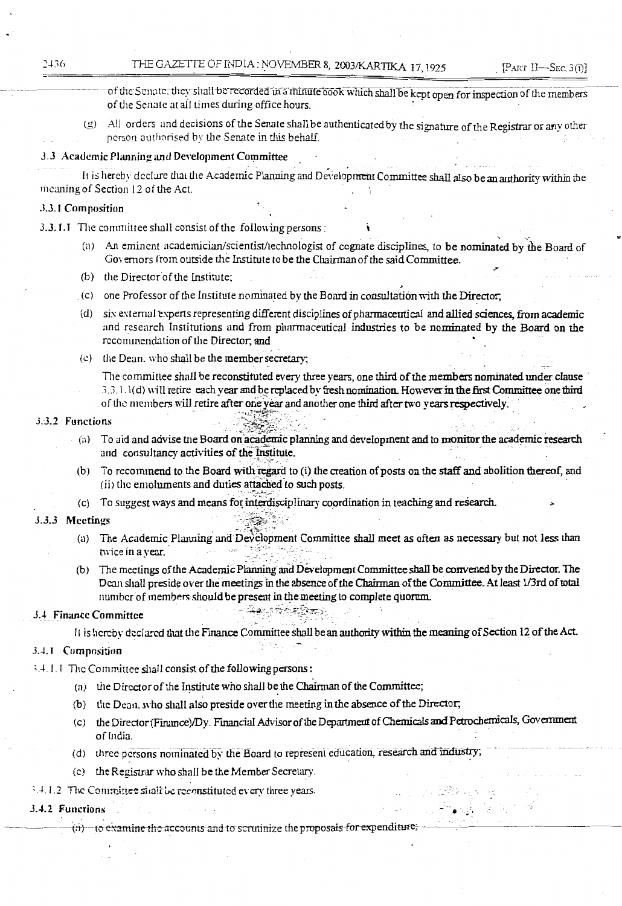of the Senate, they shall be recorded in a minute book which shall be kept open for inspection of the members of the Senate at all times during office hours.

(g) All orders and decisions of the Senate shall be authenticated by the signature of the Registrar or any other person authorised by the Senate in this behalf.

### 3.3 Academic Planning and Development Committee

It is hereby declare that the Academic Planning and Development Committee shall also be an authority within the meaning of Section 12 of the Act.

#### 3.3.1 Composition

3.3.1.1 The committee shall consist of the following persons :

(a) An eminent academician/scientist/technologist of cognate disciplines, to be nominated by the Board of Governors from outside the Institute to be the Chairman of the said Committee.

(b) the Director of the Institute;

(c) one Professor of the Institute nominated by the Board in consultation with the Director;

(d) six external experts representing different disciplines of pharmaceutical and allied sciences, from academic and research Institutions and from pharmaceutical industries to be nominated by the Board on the recommendation of the Director; and

(e) the Dean, who shall be the member secretary;

The committee shall be reconstituted every three years, one third of the members nominated under clause 3.3.1.1(d) will retire each year and be replaced by fresh nomination. However in the first Committee one third of the members will retire after one year and another one third after two years respectively.

#### 3.3.2 Functions

(a) To aid and advise the Board on academic planning and development and to monitor the academic research and consultancy activities of the Institute.

(b) To recommend to the Board with regard to (i) the creation of posts on the staff and abolition thereof, and (ii) the emoluments and duties attached to such posts.

(c) To suggest ways and means for interdisciplinary coordination in teaching and research.

#### 3.3.3 Meetings

(a) The Academic Planning and Development Committee shall meet as often as necessary but not less than twice in a year.

(b) The meetings of the Academic Planning and Development Committee shall be convened by the Director. The Dean shall preside over the meetings in the absence of the Chairman of the Committee. At least 1/3rd of total number of members should be present in the meeting to complete quorum.

### 3.4 Finance Committee

It is hereby declared that the Finance Committee shall be an authority within the meaning of Section 12 of the Act.

#### 3.4.1 Composition

3.4.1.1 The Committee shall consist of the following persons :

(a) the Director of the Institute who shall be the Chairman of the Committee;

(b) the Dean, who shall also preside over the meeting in the absence of the Director;

(c) the Director (Finance)/Dy. Financial Advisor of the Department of Chemicals and Petrochemicals, Government of India,

(d) three persons nominated by the Board to represent education, research and industry;

(e) the Registrar who shall be the Member Secretary.

3.4.1.2 The Committee shall be reconstituted every three years.

#### 3.4.2 Functions

(a) to examine the accounts and to scrutinize the proposals for expenditure;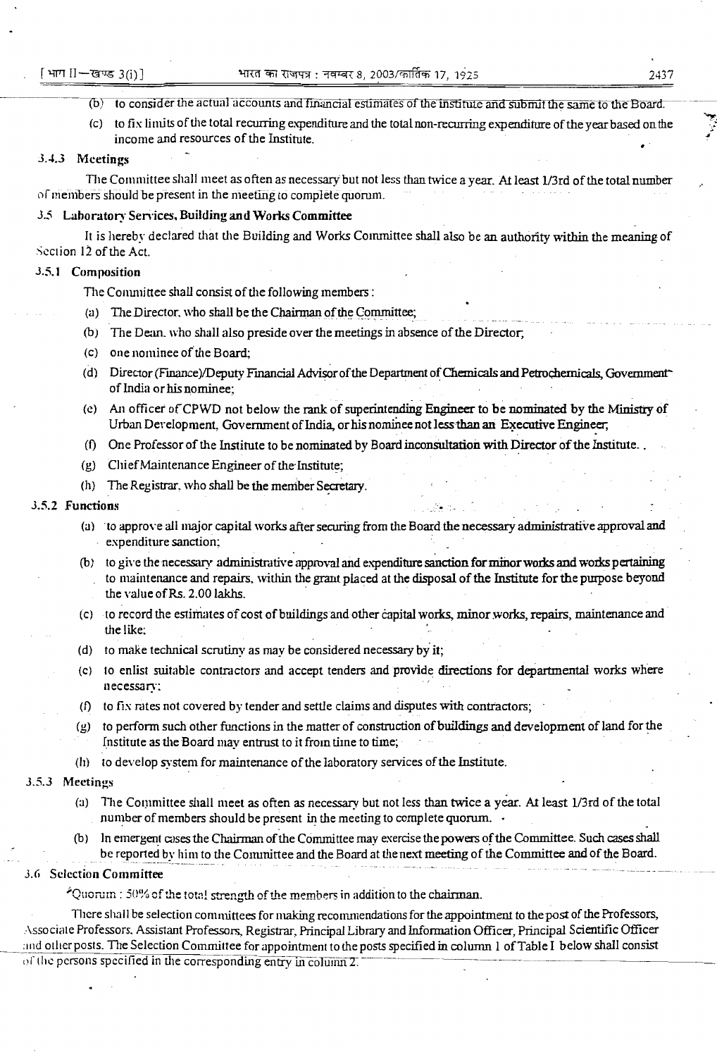(b) to consider the actual accounts and financial estimates of the institute and submit the same to the Board.

(c) to fix limits of the total recurring expenditure and the total non-recurring expenditure of the year based on the income and resources of the Institute.

### 3.4.3 Meetings

The Committee shall meet as often as necessary but not less than twice a year. At least 1/3rd of the total number of members should be present in the meeting to complete quorum.

## 3.5 Laboratory Services, Building and Works Committee

It is hereby declared that the Building and Works Committee shall also be an authority within the meaning of Section 12 of the Act.

### 3.5.1 Composition

The Committee shall consist of the following members :

(a) The Director, who shall be the Chairman of the Committee;

(b) The Dean, who shall also preside over the meetings in absence of the Director;

(c) one nominee of the Board;

(d) Director (Finance)/Deputy Financial Advisor of the Department of Chemicals and Petrochemicals, Government of India or his nominee;

(e) An officer of CPWD not below the rank of superintending Engineer to be nominated by the Ministry of Urban Development, Government of India, or his nominee not less than an Executive Engineer;

(f) One Professor of the Institute to be nominated by Board inconsultation with Director of the Institute. .

(g) Chief Maintenance Engineer of the Institute;

(h) The Registrar, who shall be the member Secretary.

### 3.5.2 Functions

(a) to approve all major capital works after securing from the Board the necessary administrative approval and expenditure sanction;

(b) to give the necessary administrative approval and expenditure sanction for minor works and works pertaining to maintenance and repairs, within the grant placed at the disposal of the Institute for the purpose beyond the value of Rs. 2.00 lakhs.

(c) to record the estimates of cost of buildings and other capital works, minor works, repairs, maintenance and the like;

(d) to make technical scrutiny as may be considered necessary by it;

(e) to enlist suitable contractors and accept tenders and provide directions for departmental works where necessary;

(f) to fix rates not covered by tender and settle claims and disputes with contractors;

(g) to perform such other functions in the matter of construction of buildings and development of land for the Institute as the Board may entrust to it from time to time;

(h) to develop system for maintenance of the laboratory services of the Institute.

### 3.5.3 Meetings

(a) The Committee shall meet as often as necessary but not less than twice a year. At least 1/3rd of the total number of members should be present in the meeting to complete quorum.

(b) In emergent cases the Chairman of the Committee may exercise the powers of the Committee. Such cases shall be reported by him to the Committee and the Board at the next meeting of the Committee and of the Board.

## 3.6 Selection Committee

*Quorum : 50% of the total strength of the members in addition to the chairman.

There shall be selection committees for making recommendations for the appointment to the post of the Professors, Associate Professors, Assistant Professors, Registrar, Principal Library and Information Officer, Principal Scientific Officer and other posts. The Selection Committee for appointment to the posts specified in column 1 of Table I below shall consist of the persons specified in the corresponding entry in column 2.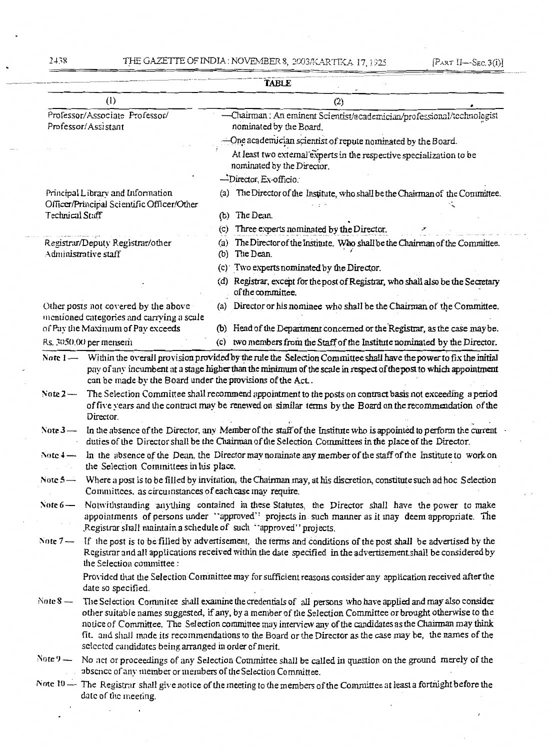**TABLE**

| (1) | (2) |
|---|---|
| Professor/Associate Professor/ Professor/Assistant | —Chairman : An eminent Scientist/academician/professional/technologist nominated by the Board.<br>—One academician scientist of repute nominated by the Board.<br>At least two external experts in the respective specialization to be nominated by the Director.<br>—Director, Ex-officio. |
| Principal Library and Information Officer/Principal Scientific Officer/Other Technical Staff | (a) The Director of the Institute, who shall be the Chairman of the Committee.<br>(b) The Dean.<br>(c) Three experts nominated by the Director. |
| Registrar/Deputy Registrar/other Administrative staff | (a) The Director of the Institute. Who shall be the Chairman of the Committee.<br>(b) The Dean.<br>(c) Two experts nominated by the Director.<br>(d) Registrar, except for the post of Registrar, who shall also be the Secretary of the committee. |
| Other posts not covered by the above mentioned categories and carrying a scale of Pay the Maximum of Pay exceeds Rs. 3050.00 per mensem | (a) Director or his nominee who shall be the Chairman of the Committee.<br>(b) Head of the Department concerned or the Registrar, as the case may be.<br>(c) two members from the Staff of the Institute nominated by the Director. |

Note 1 — Within the overall provision provided by the rule the Selection Committee shall have the power to fix the initial pay of any incumbent at a stage higher than the minimum of the scale in respect of the post to which appointment can be made by the Board under the provisions of the Act.

Note 2 — The Selection Committee shall recommend appointment to the posts on contract basis not exceeding a period of five years and the contract may be renewed on similar terms by the Board on the recommendation of the Director.

Note 3 — In the absence of the Director, any Member of the staff of the Institute who is appointed to perform the current duties of the Director shall be the Chairman of the Selection Committees in the place of the Director.

Note 4 — In the absence of the Dean, the Director may nominate any member of the staff of the Institute to work on the Selection Committees in his place.

Note 5 — Where a post is to be filled by invitation, the Chairman may, at his discretion, constitute such ad hoc Selection Committees, as circumstances of each case may require.

Note 6 — Notwithstanding anything contained in these Statutes, the Director shall have the power to make appointments of persons under "approved" projects in such manner as it may deem appropriate. The Registrar shall maintain a schedule of such "approved" projects.

Note 7 — If the post is to be filled by advertisement, the terms and conditions of the post shall be advertised by the Registrar and all applications received within the date specified in the advertisement shall be considered by the Selection committee :

Provided that the Selection Committee may for sufficient reasons consider any application received after the date so specified.

Note 8 — The Selection Commitee shall examine the credentials of all persons who have applied and may also consider other suitable names suggested, if any, by a member of the Selection Committee or brought otherwise to the notice of Committee. The Selection committee may interview any of the candidates as the Chairman may think fit. and shall made its recommendations to the Board or the Director as the case may be, the names of the selected candidates being arranged in order of merit.

Note 9 — No act or proceedings of any Selection Committee shall be called in question on the ground merely of the absence of any member or members of the Selection Committee.

Note 10 — The Registrar shall give notice of the meeting to the members of the Committee at least a fortnight before the date of the meeting.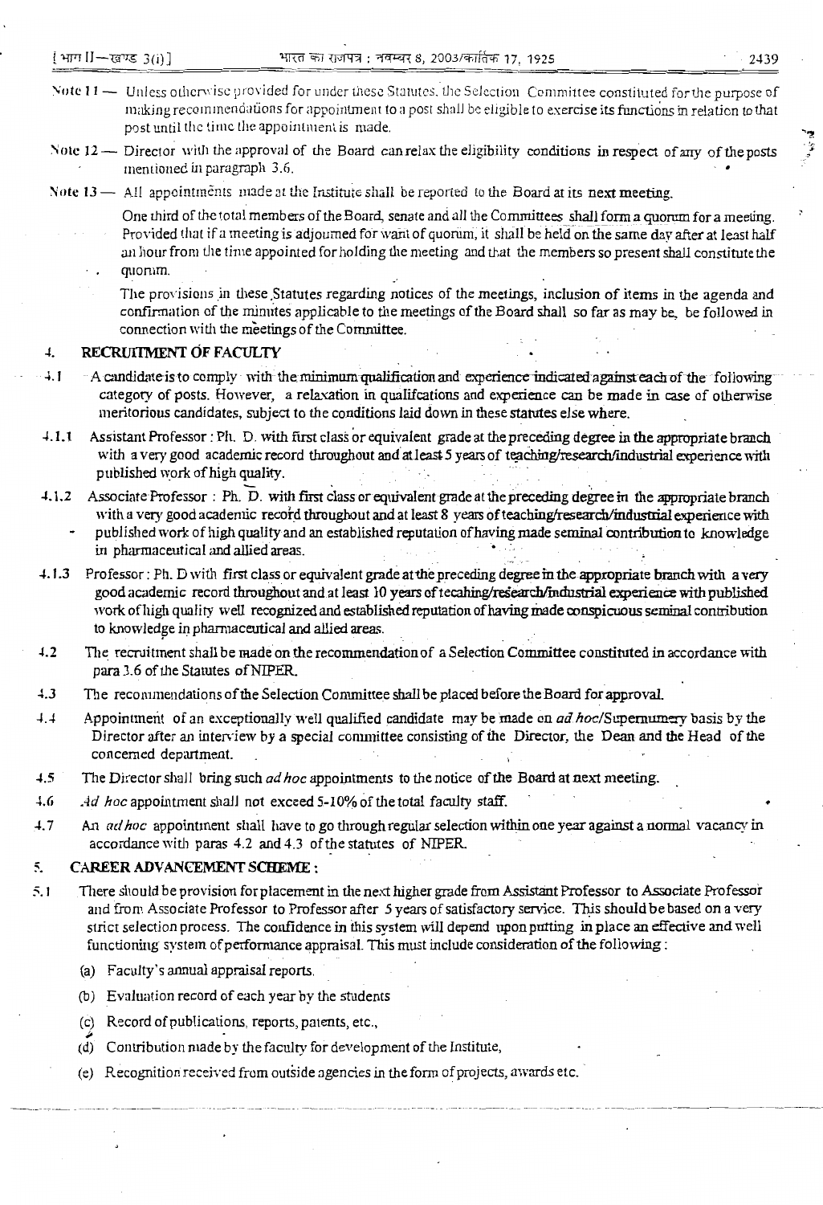Note 11 — Unless otherwise provided for under these Statutes, the Selection Committee constituted for the purpose of making recommendations for appointment to a post shall be eligible to exercise its functions in relation to that post until the time the appointment is made.

Note 12 — Director with the approval of the Board can relax the eligibility conditions in respect of any of the posts mentioned in paragraph 3.6.

Note 13 — All appointments made at the Institute shall be reported to the Board at its next meeting.

One third of the total members of the Board, senate and all the Committees shall form a quorum for a meeting. Provided that if a meeting is adjourned for want of quorum, it shall be held on the same day after at least half an hour from the time appointed for holding the meeting and that the members so present shall constitute the quorum.

The provisions in these Statutes regarding notices of the meetings, inclusion of items in the agenda and confirmation of the minutes applicable to the meetings of the Board shall so far as may be, be followed in connection with the meetings of the Committee.

## 4. RECRUITMENT OF FACULTY

4.1 A candidate is to comply with the minimum qualification and experience indicated against each of the following category of posts. However, a relaxation in qualifcations and experience can be made in case of otherwise meritorious candidates, subject to the conditions laid down in these statutes else where.

4.1.1 Assistant Professor : Ph. D. with first class or equivalent grade at the preceding degree in the appropriate branch with a very good academic record throughout and at least 5 years of teaching/research/industrial experience with published work of high quality.

4.1.2 Associate Professor : Ph. D. with first class or equivalent grade at the preceding degree in the appropriate branch with a very good academic record throughout and at least 8 years of teaching/research/industrial experience with published work of high quality and an established reputation of having made seminal contribution to knowledge in pharmaceutical and allied areas.

4.1.3 Professor : Ph. D with first class or equivalent grade at the preceding degree in the appropriate branch with a very good academic record throughout and at least 10 years of tecahing/research/industrial experience with published work of high quality well recognized and established reputation of having made conspicuous seminal contribution to knowledge in pharmaceutical and allied areas.

4.2 The recruitment shall be made on the recommendation of a Selection Committee constituted in accordance with para 3.6 of the Statutes of NIPER.

4.3 The recommendations of the Selection Committee shall be placed before the Board for approval.

4.4 Appointment of an exceptionally well qualified candidate may be made on *ad hoc*/Supernumery basis by the Director after an interview by a special committee consisting of the Director, the Dean and the Head of the concerned department.

4.5 The Director shall bring such *ad hoc* appointments to the notice of the Board at next meeting.

4.6 *Ad hoc* appointment shall not exceed 5-10% of the total faculty staff.

4.7 An *ad hoc* appointment shall have to go through regular selection within one year against a normal vacancy in accordance with paras 4.2 and 4.3 of the statutes of NIPER.

## 5. CAREER ADVANCEMENT SCHEME :

5.1 There should be provision for placement in the next higher grade from Assistant Professor to Associate Professor and from Associate Professor to Professor after 5 years of satisfactory service. This should be based on a very strict selection process. The confidence in this system will depend upon putting in place an effective and well functioning system of performance appraisal. This must include consideration of the following :

(a) Faculty's annual appraisal reports,

(b) Evaluation record of each year by the students

(c) Record of publications, reports, patents, etc.,

(d) Contribution made by the faculty for development of the Institute,

(e) Recognition received from outside agencies in the form of projects, awards etc.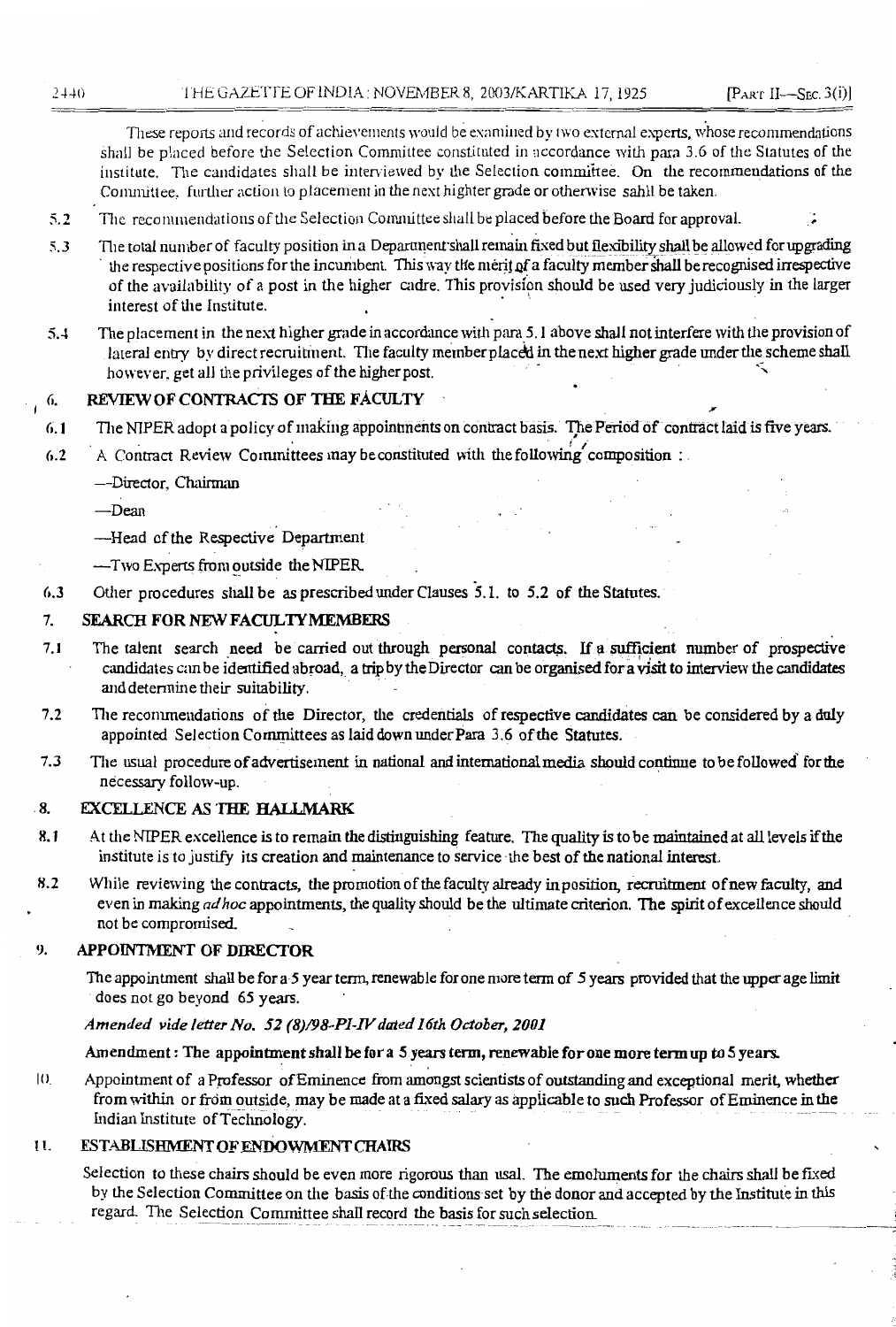These reports and records of achievements would be examined by two external experts, whose recommendations shall be placed before the Selection Committee constituted in accordance with para 3.6 of the Statutes of the institute. The candidates shall be interviewed by the Selection committee. On the recommendations of the Committee, further action to placement in the next highter grade or otherwise sahll be taken.

5.2 The recommendations of the Selection Committee shall be placed before the Board for approval.

5.3 The total number of faculty position in a Department shall remain fixed but flexibility shall be allowed for upgrading the respective positions for the incumbent. This way the merit of a faculty member shall be recognised irrespective of the availability of a post in the higher cadre. This provision should be used very judiciously in the larger interest of the Institute.

5.4 The placement in the next higher grade in accordance with para 5.1 above shall not interfere with the provision of lateral entry by direct recruitment. The faculty member placed in the next higher grade under the scheme shall however, get all the privileges of the higher post.

## 6. REVIEW OF CONTRACTS OF THE FACULTY

6.1 The NIPER adopt a policy of making appointments on contract basis. The Period of contract laid is five years.

6.2 A Contract Review Committees may be constituted with the following composition :

—Director, Chairman

—Dean

—Head of the Respective Department

—Two Experts from outside the NIPER

6.3 Other procedures shall be as prescribed under Clauses 5.1. to 5.2 of the Statutes.

## 7. SEARCH FOR NEW FACULTY MEMBERS

7.1 The talent search need be carried out through personal contacts. If a sufficient number of prospective candidates can be identified abroad, a trip by the Director can be organised for a visit to interview the candidates and determine their suitability.

7.2 The recommendations of the Director, the credentials of respective candidates can be considered by a duly appointed Selection Committees as laid down under Para 3.6 of the Statutes.

7.3 The usual procedure of advertisement in national and international media should continue to be followed for the necessary follow-up.

## 8. EXCELLENCE AS THE HALLMARK

8.1 At the NIPER excellence is to remain the distinguishing feature. The quality is to be maintained at all levels if the institute is to justify its creation and maintenance to service the best of the national interest.

8.2 While reviewing the contracts, the promotion of the faculty already in position, recruitment of new faculty, and even in making *ad hoc* appointments, the quality should be the ultimate criterion. The spirit of excellence should not be compromised.

## 9. APPOINTMENT OF DIRECTOR

The appointment shall be for a 5 year term, renewable for one more term of 5 years provided that the upper age limit does not go beyond 65 years.

***Amended vide letter No. 52 (8)/98-PI-IV dated 16th October, 2001***

**Amendment : The appointment shall be for a 5 years term, renewable for one more term up to 5 years.**

10. Appointment of a Professor of Eminence from amongst scientists of outstanding and exceptional merit, whether from within or from outside, may be made at a fixed salary as applicable to such Professor of Eminence in the Indian Institute of Technology.

## 11. ESTABLISHMENT OF ENDOWMENT CHAIRS

Selection to these chairs should be even more rigorous than usal. The emoluments for the chairs shall be fixed by the Selection Committee on the basis of the conditions set by the donor and accepted by the Institute in this regard. The Selection Committee shall record the basis for such selection.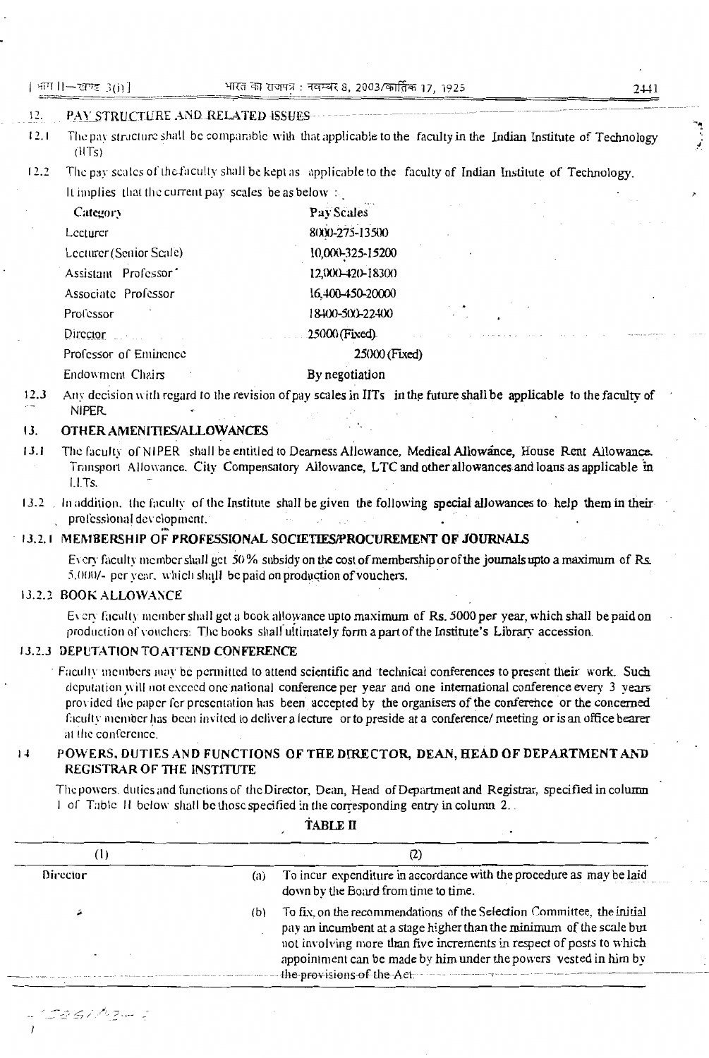## 12. PAY STRUCTURE AND RELATED ISSUES

12.1 The pay structure shall be comparable with that applicable to the faculty in the Indian Institute of Technology (IITs)

12.2 The pay scales of the faculty shall be kept as applicable to the faculty of Indian Institute of Technology. It implies that the current pay scales be as below :

| Category | Pay Scales |
|---|---|
| Lecturer | 8000-275-13500 |
| Lecturer (Senior Scale) | 10,000-325-15200 |
| Assistant Professor | 12,000-420-18300 |
| Associate Professor | 16,400-450-20000 |
| Professor | 18400-500-22400 |
| Director | 25000 (Fixed) |
| Professor of Eminence | 25000 (Fixed) |
| Endowment Chairs | By negotiation |

12.3 Any decision with regard to the revision of pay scales in IITs in the future shall be applicable to the faculty of NIPER.

## 13. OTHER AMENITIES/ALLOWANCES

13.1 The faculty of NIPER shall be entitled to Dearness Allowance, Medical Allowance, House Rent Allowance, Transport Allowance, City Compensatory Allowance, LTC and other allowances and loans as applicable in I.I.Ts.

13.2 In addition, the faculty of the Institute shall be given the following special allowances to help them in their professional development.

### 13.2.1 MEMBERSHIP OF PROFESSIONAL SOCIETIES/PROCUREMENT OF JOURNALS

Every faculty member shall get 50% subsidy on the cost of membership or of the journals upto a maximum of Rs. 5,000/- per year, which shall be paid on production of vouchers.

### 13.2.2 BOOK ALLOWANCE

Every faculty member shall get a book allowance upto maximum of Rs. 5000 per year, which shall be paid on production of vouchers. The books shall ultimately form a part of the Institute's Library accession.

### 13.2.3 DEPUTATION TO ATTEND CONFERENCE

Faculty members may be permitted to attend scientific and technical conferences to present their work. Such deputation will not exceed one national conference per year and one international conference every 3 years provided the paper for presentation has been accepted by the organisers of the conference or the concerned faculty member has been invited to deliver a lecture or to preside at a conference/ meeting or is an office bearer at the conference.

## 14 POWERS, DUTIES AND FUNCTIONS OF THE DIRECTOR, DEAN, HEAD OF DEPARTMENT AND REGISTRAR OF THE INSTITUTE

The powers, duties and functions of the Director, Dean, Head of Department and Registrar, specified in column 1 of Table II below shall be those specified in the corresponding entry in column 2.

**TABLE II**

| (1) | (2) |
|---|---|
| Director | (a) To incur expenditure in accordance with the procedure as may be laid down by the Board from time to time. |
| | (b) To fix, on the recommendations of the Selection Committee, the initial pay an incumbent at a stage higher than the minimum of the scale but not involving more than five increments in respect of posts to which appointment can be made by him under the powers vested in him by the provisions of the Act. |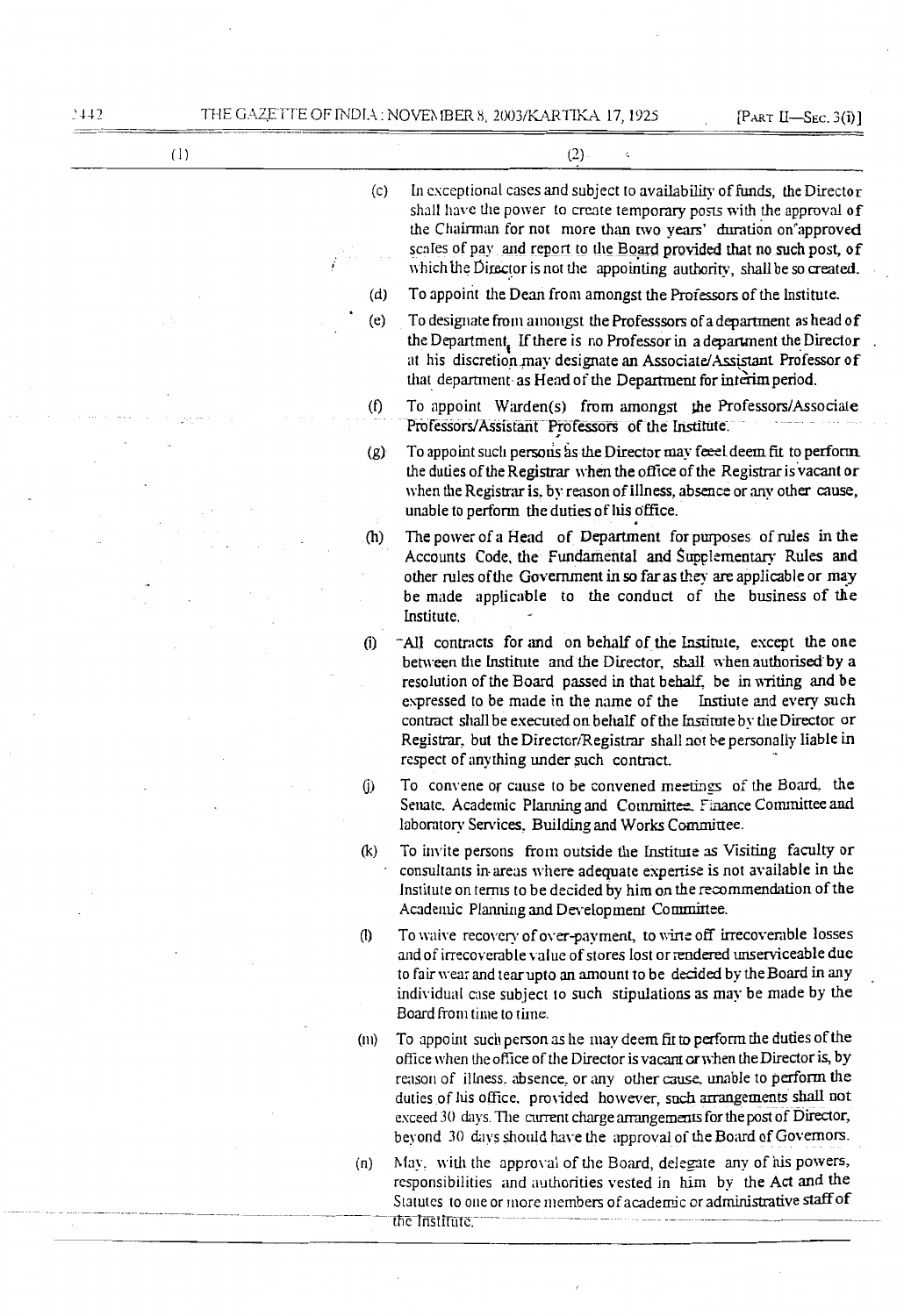| (1) | (2) |
|---|---|
| | (c) In exceptional cases and subject to availability of funds, the Director shall have the power to create temporary posts with the approval of the Chairman for not more than two years' duration on approved scales of pay and report to the Board provided that no such post, of which the Director is not the appointing authority, shall be so created. |
| | (d) To appoint the Dean from amongst the Professors of the Institute. |
| | (e) To designate from amongst the Professsors of a department as head of the Department. If there is no Professor in a department the Director at his discretion may designate an Associate/Assistant Professor of that department as Head of the Department for interim period. |
| | (f) To appoint Warden(s) from amongst the Professors/Associate Professors/Assistant Professors of the Institute. |
| | (g) To appoint such persons as the Director may feel deem fit to perform the duties of the Registrar when the office of the Registrar is vacant or when the Registrar is, by reason of illness, absence or any other cause, unable to perform the duties of his office. |
| | (h) The power of a Head of Department for purposes of rules in the Accounts Code, the Fundamental and Supplementary Rules and other rules of the Government in so far as they are applicable or may be made applicable to the conduct of the business of the Institute. |
| | (i) All contracts for and on behalf of the Institute, except the one between the Institute and the Director, shall when authorised by a resolution of the Board passed in that behalf, be in writing and be expressed to be made in the name of the Instiute and every such contract shall be executed on behalf of the Institute by the Director or Registrar, but the Director/Registrar shall not be personally liable in respect of anything under such contract. |
| | (j) To convene or cause to be convened meetings of the Board, the Senate, Academic Planning and Committee, Finance Committee and laboratory Services, Building and Works Committee. |
| | (k) To invite persons from outside the Institute as Visiting faculty or consultants in areas where adequate expertise is not available in the Institute on terms to be decided by him on the recommendation of the Academic Planning and Development Committee. |
| | (l) To waive recovery of over-payment, to write off irrecoverable losses and of irrecoverable value of stores lost or rendered unserviceable due to fair wear and tear upto an amount to be decided by the Board in any individual case subject to such stipulations as may be made by the Board from time to time. |
| | (m) To appoint such person as he may deem fit to perform the duties of the office when the office of the Director is vacant or when the Director is, by reason of illness, absence, or any other cause, unable to perform the duties of his office, provided however, such arrangements shall not exceed 30 days. The current charge arrangements for the post of Director, beyond 30 days should have the approval of the Board of Governors. |
| | (n) May, with the approval of the Board, delegate any of his powers, responsibilities and authorities vested in him by the Act and the Statutes to one or more members of academic or administrative staff of the Institute. |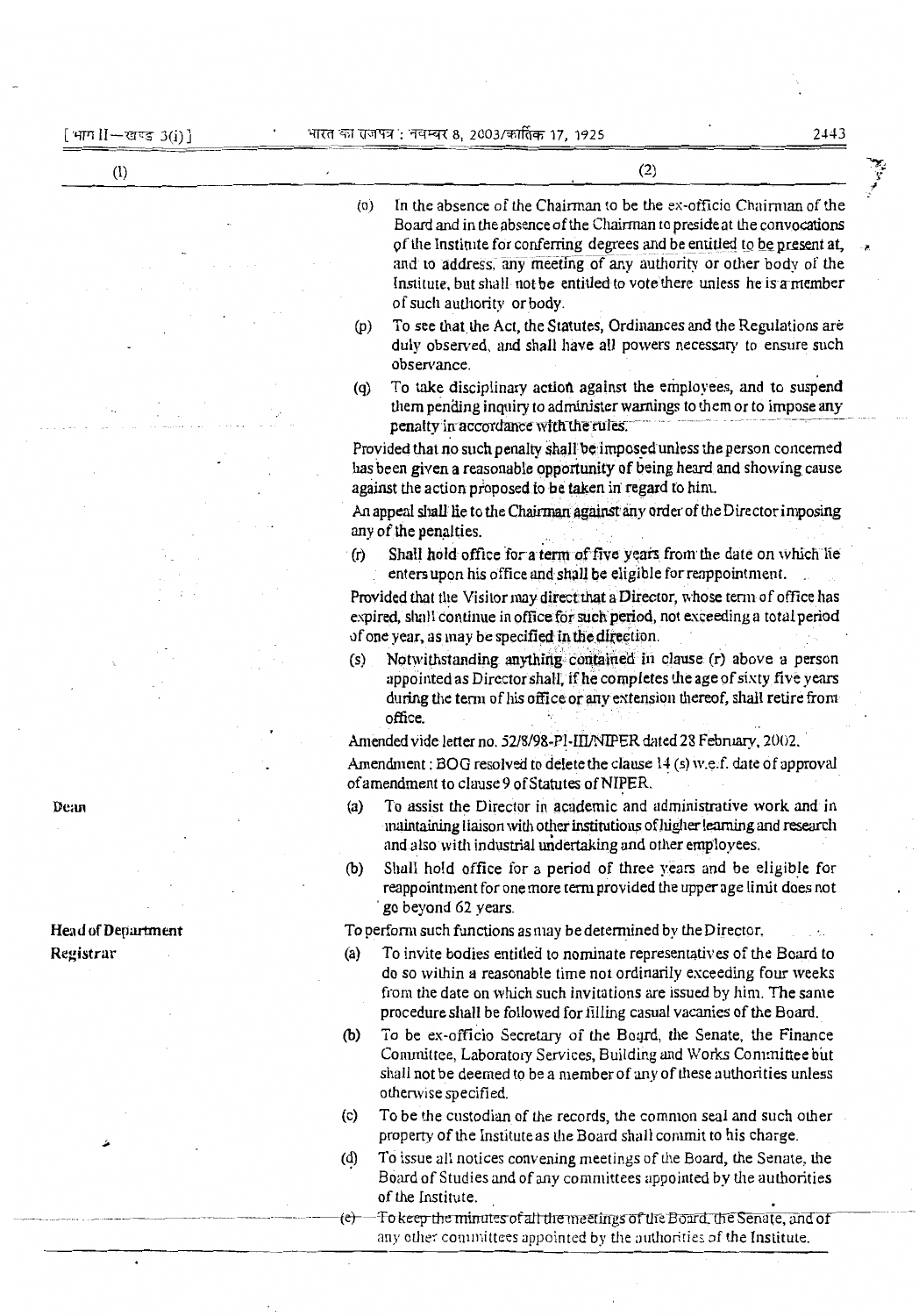| (1) | (2) |
|---|---|
| | (o) In the absence of the Chairman to be the ex-officio Chairman of the Board and in the absence of the Chairman to preside at the convocations of the Institute for conferring degrees and be entitled to be present at, and to address, any meeting of any authority or other body of the Institute, but shall not be entitled to vote there unless he is a member of such authority or body. |
| | (p) To see that the Act, the Statutes, Ordinances and the Regulations are duly observed, and shall have all powers necessary to ensure such observance. |
| | (q) To take disciplinary action against the employees, and to suspend them pending inquiry to administer warnings to them or to impose any penalty in accordance with the rules. |
| | Provided that no such penalty shall be imposed unless the person concerned has been given a reasonable opportunity of being heard and showing cause against the action proposed to be taken in regard to him. |
| | An appeal shall lie to the Chairman against any order of the Director imposing any of the penalties. |
| | (r) Shall hold office for a term of five years from the date on which he enters upon his office and shall be eligible for reappointment. |
| | Provided that the Visitor may direct that a Director, whose term of office has expired, shall continue in office for such period, not exceeding a total period of one year, as may be specified in the direction. |
| | (s) Notwithstanding anything contained in clause (r) above a person appointed as Director shall, if he completes the age of sixty five years during the term of his office or any extension thereof, shall retire from office. |
| | Amended vide letter no. 52/8/98-PI-III/NIPER dated 28 February, 2002. |
| | Amendment : BOG resolved to delete the clause 14 (s) w.e.f. date of approval of amendment to clause 9 of Statutes of NIPER. |
| Dean | (a) To assist the Director in academic and administrative work and in maintaining liaison with other institutions of higher learning and research and also with industrial undertaking and other employees. |
| | (b) Shall hold office for a period of three years and be eligible for reappointment for one more term provided the upper age limit does not go beyond 62 years. |
| Head of Department | To perform such functions as may be determined by the Director. |
| Registrar | (a) To invite bodies entitled to nominate representatives of the Board to do so within a reasonable time not ordinarily exceeding four weeks from the date on which such invitations are issued by him. The same procedure shall be followed for filling casual vacancies of the Board. |
| | (b) To be ex-officio Secretary of the Board, the Senate, the Finance Committee, Laboratory Services, Building and Works Committee but shall not be deemed to be a member of any of these authorities unless otherwise specified. |
| | (c) To be the custodian of the records, the common seal and such other property of the Institute as the Board shall commit to his charge. |
| | (d) To issue all notices convening meetings of the Board, the Senate, the Board of Studies and of any committees appointed by the authorities of the Institute. |
| | (e) To keep the minutes of all the meetings of the Board, the Senate, and of any other committees appointed by the authorities of the Institute. |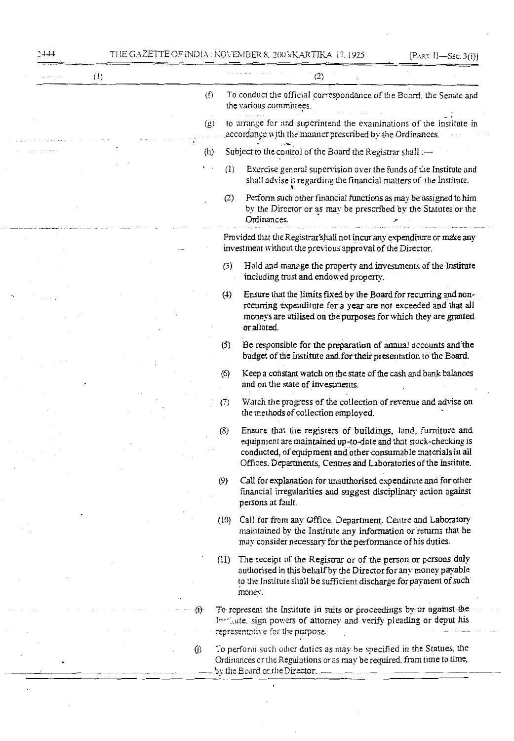| (1) | (2) |
|---|---|

(f) To conduct the official correspondance of the Board, the Senate and the various committees.

(g) to arrange for and superintend the examinations of the Institute in accordance with the manner prescribed by the Ordinances.

(h) Subject to the control of the Board the Registrar shall :—

(1) Exercise general supervision over the funds of the Institute and shall advise it regarding the financial matters of the Institute.

(2) Perform such other financial functions as may be assigned to him by the Director or as may be prescribed by the Statutes or the Ordinances.

Provided that the Registrar shall not incur any expenditure or make any investment without the previous approval of the Director.

(3) Hold and manage the property and investments of the Institute including trust and endowed property.

(4) Ensure that the limits fixed by the Board for recurring and non-recurring expenditure for a year are not exceeded and that all moneys are utilised on the purposes for which they are granted or alloted.

(5) Be responsible for the preparation of annual accounts and the budget of the Institute and for their presentation to the Board.

(6) Keep a constant watch on the state of the cash and bank balances and on the state of investments.

(7) Watch the progress of the collection of revenue and advise on the methods of collection employed.

(8) Ensure that the registers of buildings, land, furniture and equipment are maintained up-to-date and that stock-checking is conducted, of equipment and other consumable materials in all Offices, Departments, Centres and Laboratories of the Institute.

(9) Call for explanation for unauthorised expenditure and for other financial irregularities and suggest disciplinary action against persons at fault.

(10) Call for from any Office, Department, Centre and Laboratory maintained by the Institute any information or returns that he may consider necessary for the performance of his duties.

(11) The receipt of the Registrar or of the person or persons duly authorised in this behalf by the Director for any money payable to the Institute shall be sufficient discharge for payment of such money.

(i) To represent the Institute in suits or proceedings by or against the Institute, sign powers of attorney and verify pleading or deput his representative for the purpose.

(j) To perform such other duties as may be specified in the Statues, the Ordinances or the Regulations or as may be required, from time to time, by the Board or the Director.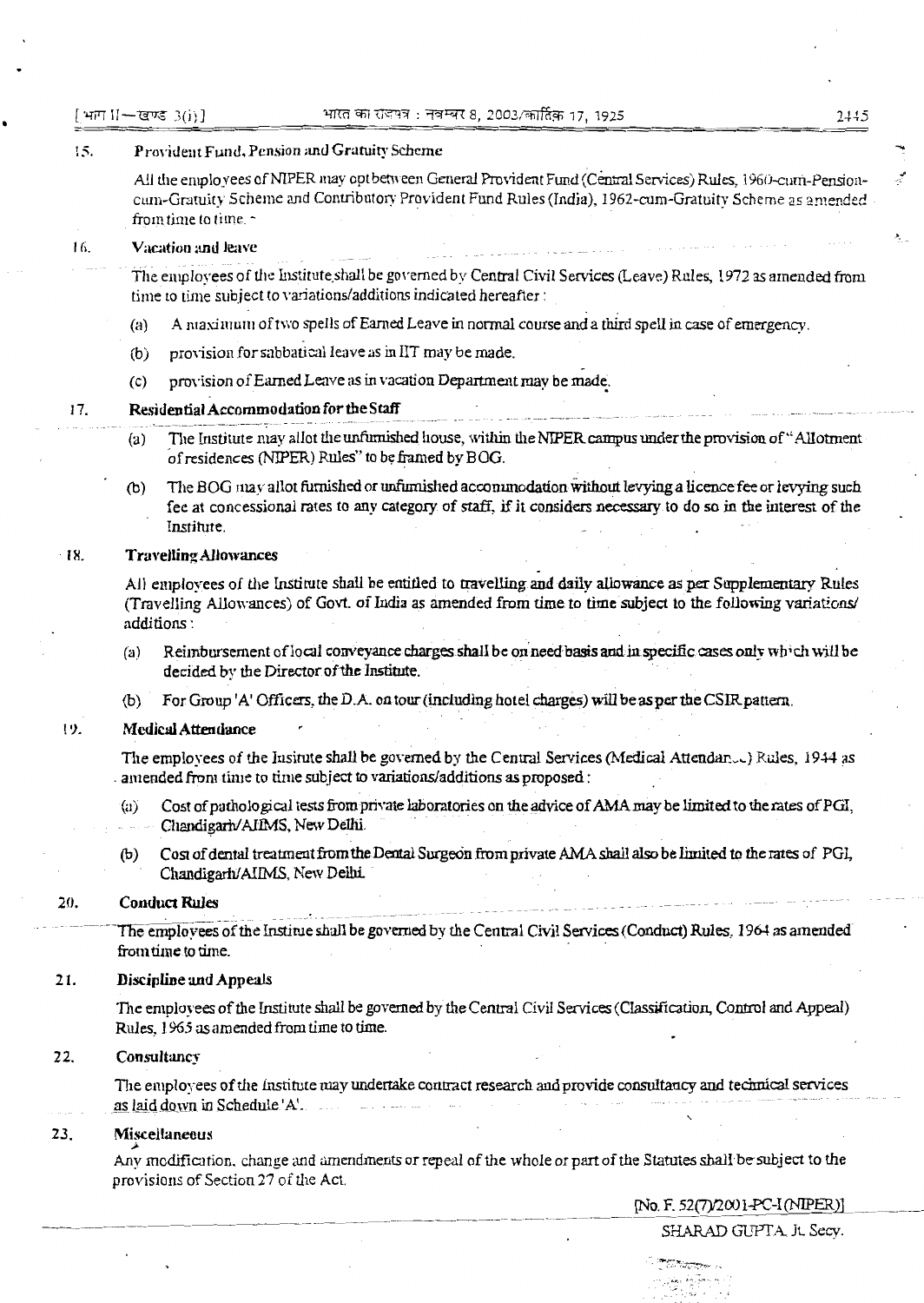15. **Provident Fund, Pension and Gratuity Scheme**

All the employees of NIPER may opt between General Provident Fund (Central Services) Rules, 1960-cum-Pension-cum-Gratuity Scheme and Contributory Provident Fund Rules (India), 1962-cum-Gratuity Scheme as amended from time to time.

16. **Vacation and leave**

The employees of the Institute shall be governed by Central Civil Services (Leave) Rules, 1972 as amended from time to time subject to variations/additions indicated hereafter :

(a) A maximum of two spells of Earned Leave in normal course and a third spell in case of emergency.

(b) provision for sabbatical leave as in IIT may be made.

(c) provision of Earned Leave as in vacation Department may be made.

17. **Residential Accommodation for the Staff**

(a) The Institute may allot the unfurnished house, within the NIPER campus under the provision of "Allotment of residences (NIPER) Rules" to be framed by BOG.

(b) The BOG may allot furnished or unfurnished accommodation without levying a licence fee or levying such fee at concessional rates to any category of staff, if it considers necessary to do so in the interest of the Institute.

18. **Travelling Allowances**

All employees of the Institute shall be entitled to travelling and daily allowance as per Supplementary Rules (Travelling Allowances) of Govt. of India as amended from time to time subject to the following variations/additions :

(a) Reimbursement of local conveyance charges shall be on need basis and in specific cases only which will be decided by the Director of the Institute.

(b) For Group 'A' Officers, the D.A. on tour (including hotel charges) will be as per the CSIR pattern.

19. **Medical Attendance**

The employees of the Insitute shall be governed by the Central Services (Medical Attendance) Rules, 1944 as amended from time to time subject to variations/additions as proposed :

(a) Cost of pathological tests from private laboratories on the advice of AMA may be limited to the rates of PGI, Chandigarh/AIIMS, New Delhi.

(b) Cost of dental treatment from the Dental Surgeon from private AMA shall also be limited to the rates of PGI, Chandigarh/AIIMS, New Delhi.

20. **Conduct Rules**

The employees of the Instirue shall be governed by the Central Civil Services (Conduct) Rules, 1964 as amended from time to time.

21. **Discipline and Appeals**

The employees of the Institute shall be governed by the Central Civil Services (Classification, Control and Appeal) Rules, 1965 as amended from time to time.

22. **Consultancy**

The employees of the Institute may undertake contract research and provide consultancy and technical services as laid down in Schedule 'A'.

23. **Miscellaneous**

Any modification, change and amendments or repeal of the whole or part of the Statutes shall be subject to the provisions of Section 27 of the Act.

[No. F. 52(7)/2001-PC-I (NIPER)]

SHARAD GUPTA, Jt. Secy.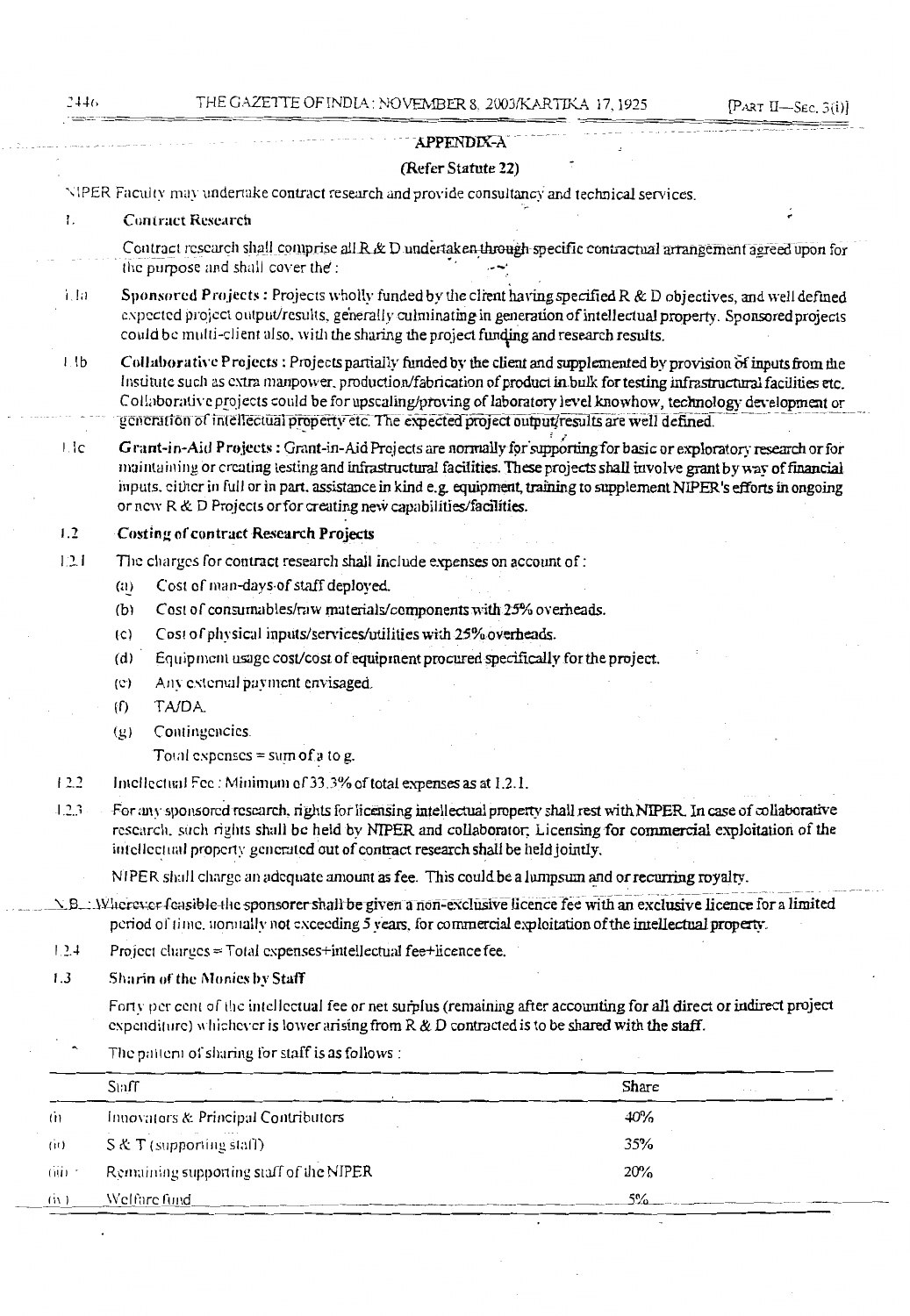## APPENDIX-A

**(Refer Statute 22)**

NIPER Faculty may undertake contract research and provide consultancy and technical services.

### 1. Contract Research

Contract research shall comprise all R & D undertaken through specific contractual arrangement agreed upon for the purpose and shall cover the :

1.1a **Sponsored Projects :** Projects wholly funded by the client having specified R & D objectives, and well defined expected project output/results, generally culminating in generation of intellectual property. Sponsored projects could be multi-client also, with the sharing the project funding and research results.

1.1b **Collaborative Projects :** Projects partially funded by the client and supplemented by provision of inputs from the Institute such as extra manpower, production/fabrication of product in bulk for testing infrastructural facilities etc. Collaborative projects could be for upscaling/proving of laboratory level knowhow, technology development or generation of intellectual property etc. The expected project output/results are well defined.

1.1c **Grant-in-Aid Projects :** Grant-in-Aid Projects are normally for supporting for basic or exploratory research or for maintaining or creating testing and infrastructural facilities. These projects shall involve grant by way of financial inputs, either in full or in part, assistance in kind e.g. equipment, training to supplement NIPER's efforts in ongoing or new R & D Projects or for creating new capabilities/facilities.

### 1.2 Costing of contract Research Projects

1.2.1 The charges for contract research shall include expenses on account of :

(a) Cost of man-days of staff deployed.

(b) Cost of consumables/raw materials/components with 25% overheads.

(c) Cost of physical inputs/services/utilities with 25% overheads.

(d) Equipment usage cost/cost of equipment procured specifically for the project.

(e) Any external payment envisaged.

(f) TA/DA.

(g) Contingencies.

Total expenses = sum of a to g.

1.2.2 Intellectual Fee : Minimum of 33.3% of total expenses as at 1.2.1.

1.2.3 For any sponsored research, rights for licensing intellectual property shall rest with NIPER. In case of collaborative research, such rights shall be held by NIPER and collaborator; Licensing for commercial exploitation of the intellectual property generated out of contract research shall be held jointly.

NIPER shall charge an adequate amount as fee. This could be a lumpsum and or recurring royalty.

N.B. : Wherever feasible the sponsorer shall be given a non-exclusive licence fee with an exclusive licence for a limited period of time, normally not exceeding 5 years, for commercial exploitation of the intellectual property.

1.2.4 Project charges = Total expenses+intellectual fee+licence fee.

### 1.3 Sharin of the Monies by Staff

Forty per cent of the intellectual fee or net surplus (remaining after accounting for all direct or indirect project expenditure) whichever is lower arising from R & D contracted is to be shared with the staff.

The pattern of sharing for staff is as follows :

| | Staff | Share |
|---|---|---|
| (i) | Innovators & Principal Contributors | 40% |
| (ii) | S & T (supporting staff) | 35% |
| (iii) | Remaining supporting staff of the NIPER | 20% |
| (iv) | Welfare fund | 5% |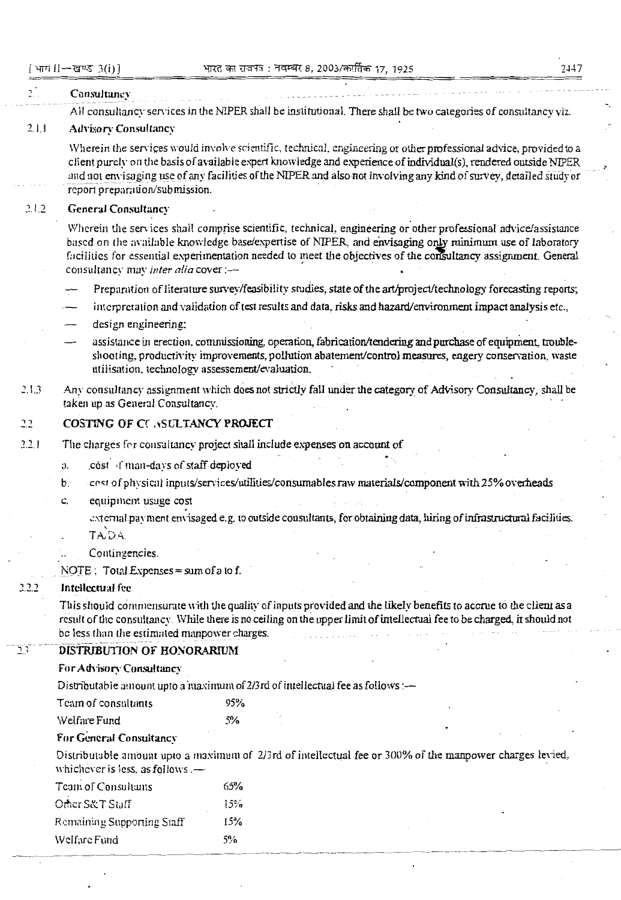## 2. Consultancy

All consultancy services in the NIPER shall be institutional. There shall be two categories of consultancy viz.

### 2.1.1 Advisory Consultancy

Wherein the services would involve scientific, technical, engineering or other professional advice, provided to a client purely on the basis of available expert knowledge and experience of individual(s), rendered outside NIPER and not envisaging use of any facilities of the NIPER and also not involving any kind of survey, detailed study or report preparation/submission.

### 2.1.2 General Consultancy

Wherein the services shall comprise scientific, technical, engineering or other professional advice/assistance based on the available knowledge base/expertise of NIPER, and envisaging only minimum use of laboratory facilities for essential experimentation needed to meet the objectives of the consultancy assignment. General consultancy may *inter alia* cover :—

- Preparation of literature survey/feasibility studies, state of the art/project/technology forecasting reports;
- interpretation and validation of test results and data, risks and hazard/environment impact analysis etc.,
- design engineering:
- assistance in erection, commissioning, operation, fabrication/tendering and purchase of equipment, trouble-shooting, productivity improvements, pollution abatement/control measures, engery conservation, waste utilisation, technology assessement/evaluation.

2.1.3 Any consultancy assignment which does not strictly fall under the category of Advisory Consultancy, shall be taken up as General Consultancy.

## 2.2 COSTING OF CONSULTANCY PROJECT

2.2.1 The charges for consultancy project shall include expenses on account of

a. cost of man-days of staff deployed

b. cost of physical inputs/services/utilities/consumables raw materials/component with 25% overheads

c. equipment usage cost

external payment envisaged e.g. to outside consultants, for obtaining data, hiring of infrastructural facilities.

TA/DA.

Contingencies.

NOTE : Total Expenses = sum of a to f.

### 2.2.2 Intellectual fee

This should commensurate with the quality of inputs provided and the likely benefits to accrue to the client as a result of the consultancy. While there is no ceiling on the upper limit of intellectual fee to be charged, it should not be less than the estimated manpower charges.

## 2.3 DISTRIBUTION OF HONORARIUM

**For Advisory Consultancy**

Distributable amount upto a maximum of 2/3rd of intellectual fee as follows :—

| | |
|---|---|
| Team of consultants | 95% |
| Welfare Fund | 5% |

**For General Consultancy**

Distributable amount upto a maximum of 2/3rd of intellectual fee or 300% of the manpower charges levied, whichever is less, as follows :—

| | |
|---|---|
| Team of Consultants | 65% |
| Other S&T Staff | 15% |
| Remaining Supporting Staff | 15% |
| Welfare Fund | 5% |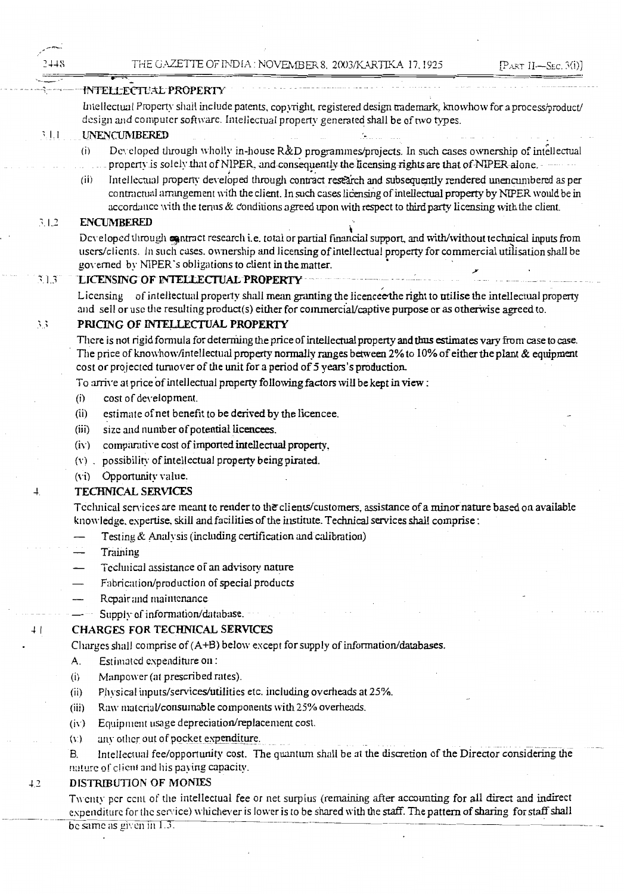## 3. INTELLECTUAL PROPERTY

Intellectual Property shall include patents, copyright, registered design trademark, knowhow for a process/product/ design and computer software. Intellectual property generated shall be of two types.

### 3.1.1 UNENCUMBERED

(i) Developed through wholly in-house R&D programmes/projects. In such cases ownership of intellectual property is solely that of NIPER, and consequently the licensing rights are that of NIPER alone.

(ii) Intellectual property developed through contract research and subsequently rendered unencumbered as per contractual arrangement with the client. In such cases licensing of intellectual property by NIPER would be in accordance with the terms & conditions agreed upon with respect to third party licensing with the client.

### 3.1.2 ENCUMBERED

Developed through contract research i.e. total or partial financial support, and with/without technical inputs from users/clients. In such cases, ownership and licensing of intellectual property for commercial utilisation shall be governed by NIPER's obligations to client in the matter.

### 3.1.3 LICENSING OF INTELLECTUAL PROPERTY

Licensing of intellectual property shall mean granting the licencee the right to utilise the intellectual property and sell or use the resulting product(s) either for commercial/captive purpose or as otherwise agreed to.

### 3.3 PRICING OF INTELLECTUAL PROPERTY

There is not rigid formula for determing the price of intellectual property and thus estimates vary from case to case. The price of knowhow/intellectual property normally ranges between 2% to 10% of either the plant & equipment cost or projected turnover of the unit for a period of 5 years's production.

To arrive at price of intellectual property following factors will be kept in view :

(i) cost of development.

(ii) estimate of net benefit to be derived by the licencee.

(iii) size and number of potential licencees.

(iv) comparative cost of imported intellectual property,

(v) possibility of intellectual property being pirated.

(vi) Opportunity value.

## 4. TECHNICAL SERVICES

Technical services are meant to render to the clients/customers, assistance of a minor nature based on available knowledge, expertise, skill and facilities of the institute. Technical services shall comprise :

- Testing & Analysis (including certification and calibration)
- Training
- Technical assistance of an advisory nature
- Fabrication/production of special products
- Repair and maintenance
- Supply of information/database.

### 4.1 CHARGES FOR TECHNICAL SERVICES

Charges shall comprise of (A+B) below except for supply of information/databases.

A. Estimated expenditure on :

(i) Manpower (at prescribed rates).

(ii) Physical inputs/services/utilities etc. including overheads at 25%.

(iii) Raw material/consumable components with 25% overheads.

(iv) Equipment usage depreciation/replacement cost.

(v) any other out of pocket expenditure.

B. Intellectual fee/opportunity cost. The quantum shall be at the discretion of the Director considering the nature of client and his paying capacity.

### 4.2 DISTRIBUTION OF MONIES

Twenty per cent of the intellectual fee or net surplus (remaining after accounting for all direct and indirect expenditure for the service) whichever is lower is to be shared with the staff. The pattern of sharing for staff shall be same as given in 1.3.